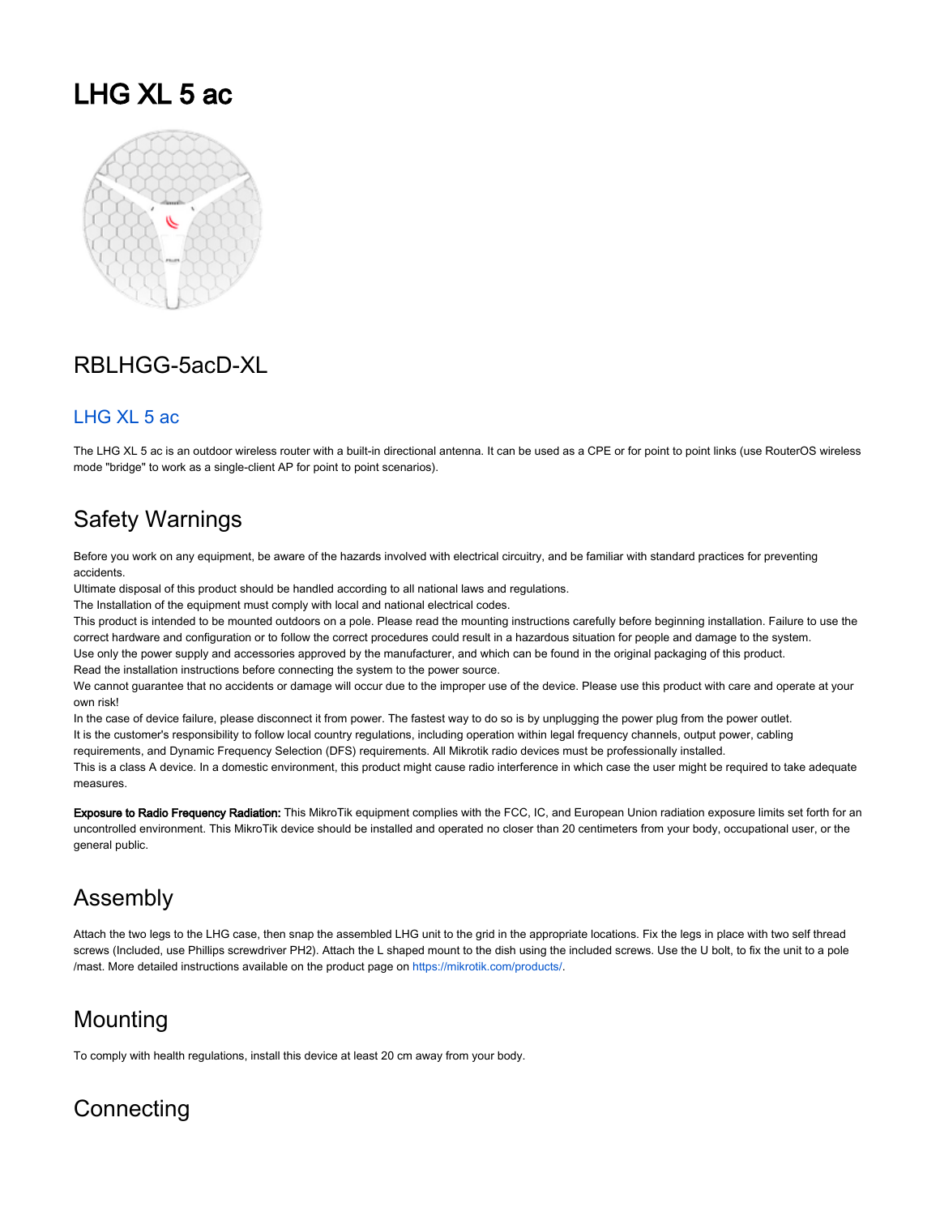# LHG XL 5 ac

## RBLHGG-5acD-XL

### LHG XL 5 ac

The LHG XL 5 ac is an outdoor wireless router with a built-in directional antenna. It can be used as a CPE or for point to point links (use RouterOS wireless mode "bridge" to work as a single-client AP for point to point scenarios).

## Safety Warnings

Before you work on any equipment, be aware of the hazards involved with electrical circuitry, and be familiar with standard practices for preventing accidents.
Ultimate disposal of this product should be handled according to all national laws and regulations.
The Installation of the equipment must comply with local and national electrical codes.
This product is intended to be mounted outdoors on a pole. Please read the mounting instructions carefully before beginning installation. Failure to use the correct hardware and configuration or to follow the correct procedures could result in a hazardous situation for people and damage to the system.
Use only the power supply and accessories approved by the manufacturer, and which can be found in the original packaging of this product.
Read the installation instructions before connecting the system to the power source.
We cannot guarantee that no accidents or damage will occur due to the improper use of the device. Please use this product with care and operate at your own risk!
In the case of device failure, please disconnect it from power. The fastest way to do so is by unplugging the power plug from the power outlet.
It is the customer's responsibility to follow local country regulations, including operation within legal frequency channels, output power, cabling requirements, and Dynamic Frequency Selection (DFS) requirements. All Mikrotik radio devices must be professionally installed.
This is a class A device. In a domestic environment, this product might cause radio interference in which case the user might be required to take adequate measures.

**Exposure to Radio Frequency Radiation:** This MikroTik equipment complies with the FCC, IC, and European Union radiation exposure limits set forth for an uncontrolled environment. This MikroTik device should be installed and operated no closer than 20 centimeters from your body, occupational user, or the general public.

## Assembly

Attach the two legs to the LHG case, then snap the assembled LHG unit to the grid in the appropriate locations. Fix the legs in place with two self thread screws (Included, use Phillips screwdriver PH2). Attach the L shaped mount to the dish using the included screws. Use the U bolt, to fix the unit to a pole /mast. More detailed instructions available on the product page on https://mikrotik.com/products/.

## Mounting

To comply with health regulations, install this device at least 20 cm away from your body.

## Connecting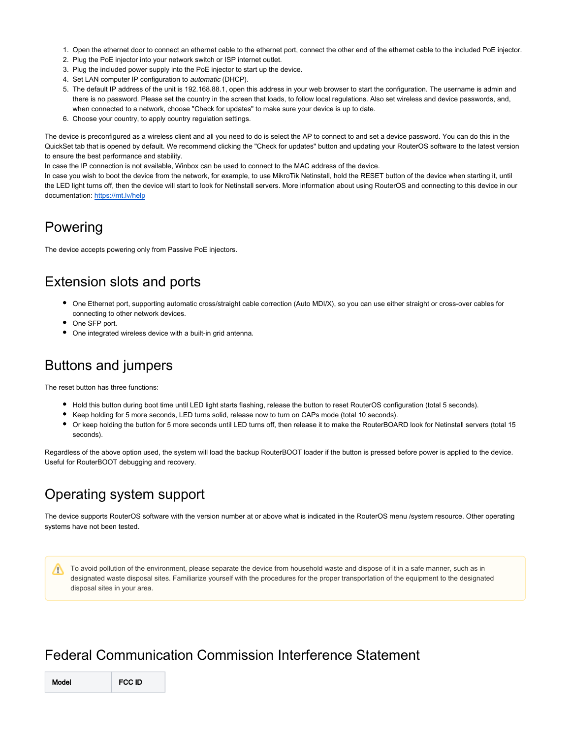1. Open the ethernet door to connect an ethernet cable to the ethernet port, connect the other end of the ethernet cable to the included PoE injector.
2. Plug the PoE injector into your network switch or ISP internet outlet.
3. Plug the included power supply into the PoE injector to start up the device.
4. Set LAN computer IP configuration to *automatic* (DHCP).
5. The default IP address of the unit is 192.168.88.1, open this address in your web browser to start the configuration. The username is admin and there is no password. Please set the country in the screen that loads, to follow local regulations. Also set wireless and device passwords, and, when connected to a network, choose "Check for updates" to make sure your device is up to date.
6. Choose your country, to apply country regulation settings.

The device is preconfigured as a wireless client and all you need to do is select the AP to connect to and set a device password. You can do this in the QuickSet tab that is opened by default. We recommend clicking the "Check for updates" button and updating your RouterOS software to the latest version to ensure the best performance and stability.
In case the IP connection is not available, Winbox can be used to connect to the MAC address of the device.
In case you wish to boot the device from the network, for example, to use MikroTik Netinstall, hold the RESET button of the device when starting it, until the LED light turns off, then the device will start to look for Netinstall servers. More information about using RouterOS and connecting to this device in our documentation: https://mt.lv/help

## Powering

The device accepts powering only from Passive PoE injectors.

## Extension slots and ports

- One Ethernet port, supporting automatic cross/straight cable correction (Auto MDI/X), so you can use either straight or cross-over cables for connecting to other network devices.
- One SFP port.
- One integrated wireless device with a built-in grid antenna.

## Buttons and jumpers

The reset button has three functions:

- Hold this button during boot time until LED light starts flashing, release the button to reset RouterOS configuration (total 5 seconds).
- Keep holding for 5 more seconds, LED turns solid, release now to turn on CAPs mode (total 10 seconds).
- Or keep holding the button for 5 more seconds until LED turns off, then release it to make the RouterBOARD look for Netinstall servers (total 15 seconds).

Regardless of the above option used, the system will load the backup RouterBOOT loader if the button is pressed before power is applied to the device. Useful for RouterBOOT debugging and recovery.

## Operating system support

The device supports RouterOS software with the version number at or above what is indicated in the RouterOS menu /system resource. Other operating systems have not been tested.

To avoid pollution of the environment, please separate the device from household waste and dispose of it in a safe manner, such as in designated waste disposal sites. Familiarize yourself with the procedures for the proper transportation of the equipment to the designated disposal sites in your area.

## Federal Communication Commission Interference Statement

| Model | FCC ID |
| --- | --- |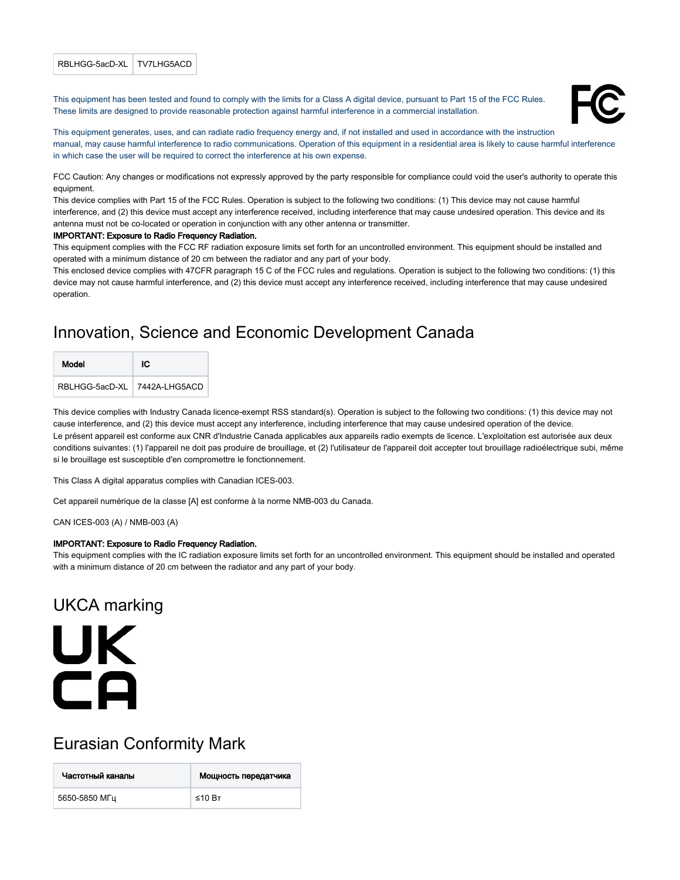| RBLHGG-5acD-XL | TV7LHG5ACD |
|---|---|

This equipment has been tested and found to comply with the limits for a Class A digital device, pursuant to Part 15 of the FCC Rules. These limits are designed to provide reasonable protection against harmful interference in a commercial installation.

This equipment generates, uses, and can radiate radio frequency energy and, if not installed and used in accordance with the instruction manual, may cause harmful interference to radio communications. Operation of this equipment in a residential area is likely to cause harmful interference in which case the user will be required to correct the interference at his own expense.

FCC Caution: Any changes or modifications not expressly approved by the party responsible for compliance could void the user's authority to operate this equipment.

This device complies with Part 15 of the FCC Rules. Operation is subject to the following two conditions: (1) This device may not cause harmful interference, and (2) this device must accept any interference received, including interference that may cause undesired operation. This device and its antenna must not be co-located or operation in conjunction with any other antenna or transmitter.

**IMPORTANT: Exposure to Radio Frequency Radiation.**

This equipment complies with the FCC RF radiation exposure limits set forth for an uncontrolled environment. This equipment should be installed and operated with a minimum distance of 20 cm between the radiator and any part of your body.

This enclosed device complies with 47CFR paragraph 15 C of the FCC rules and regulations. Operation is subject to the following two conditions: (1) this device may not cause harmful interference, and (2) this device must accept any interference received, including interference that may cause undesired operation.

## Innovation, Science and Economic Development Canada

| Model | IC |
|---|---|
| RBLHGG-5acD-XL | 7442A-LHG5ACD |

This device complies with Industry Canada licence-exempt RSS standard(s). Operation is subject to the following two conditions: (1) this device may not cause interference, and (2) this device must accept any interference, including interference that may cause undesired operation of the device.

Le présent appareil est conforme aux CNR d'Industrie Canada applicables aux appareils radio exempts de licence. L'exploitation est autorisée aux deux conditions suivantes: (1) l'appareil ne doit pas produire de brouillage, et (2) l'utilisateur de l'appareil doit accepter tout brouillage radioélectrique subi, même si le brouillage est susceptible d'en compromettre le fonctionnement.

This Class A digital apparatus complies with Canadian ICES-003.

Cet appareil numérique de la classe [A] est conforme à la norme NMB-003 du Canada.

CAN ICES-003 (A) / NMB-003 (A)

**IMPORTANT: Exposure to Radio Frequency Radiation.**

This equipment complies with the IC radiation exposure limits set forth for an uncontrolled environment. This equipment should be installed and operated with a minimum distance of 20 cm between the radiator and any part of your body.

## UKCA marking

## Eurasian Conformity Mark

| Частотный каналы | Мощность передатчика |
|---|---|
| 5650-5850 МГц | ≤10 Вт |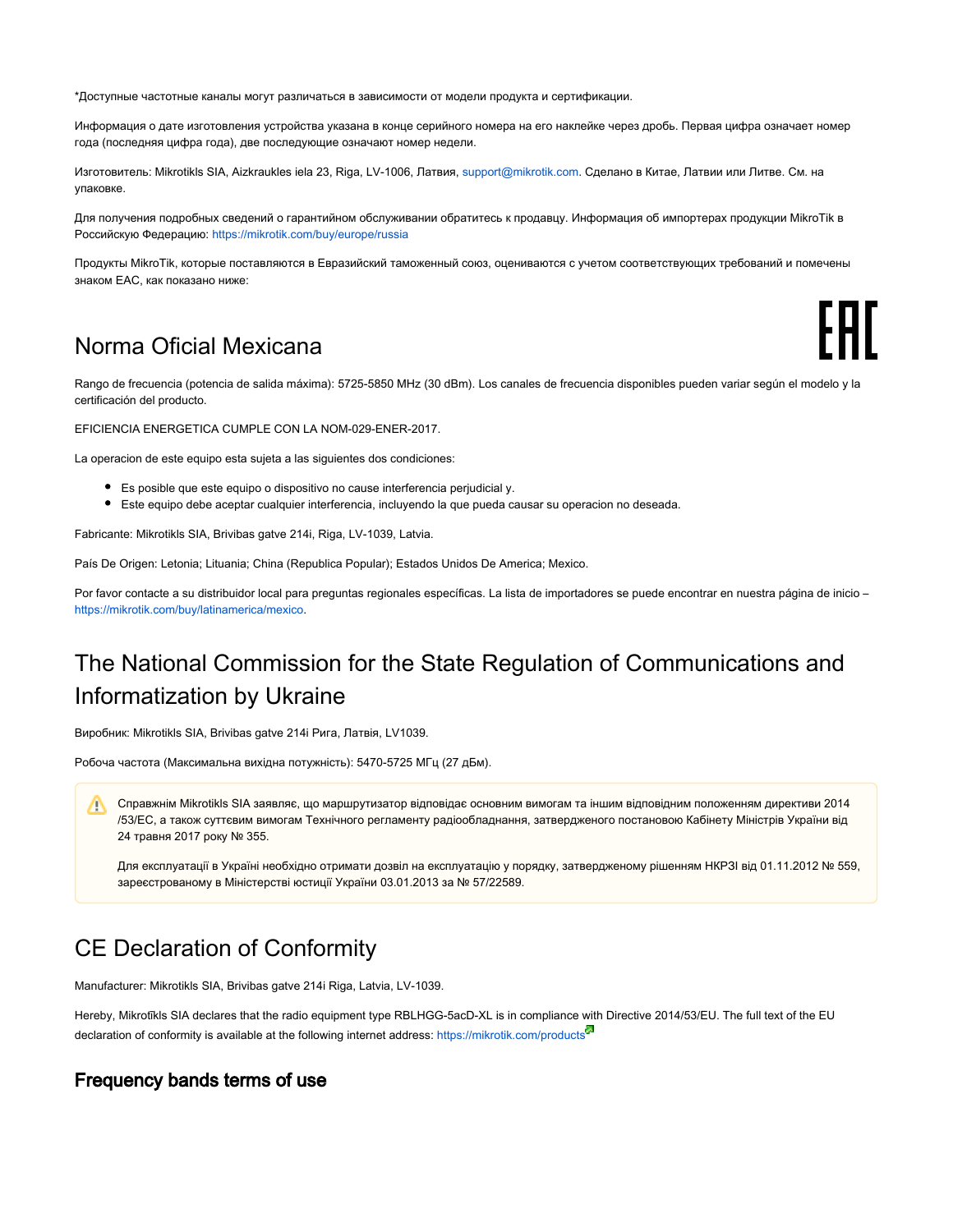*Доступные частотные каналы могут различаться в зависимости от модели продукта и сертификации.

Информация о дате изготовления устройства указана в конце серийного номера на его наклейке через дробь. Первая цифра означает номер года (последняя цифра года), две последующие означают номер недели.

Изготовитель: Mikrotikls SIA, Aizkraukles iela 23, Riga, LV-1006, Латвия, support@mikrotik.com. Сделано в Китае, Латвии или Литве. См. на упаковке.

Для получения подробных сведений о гарантийном обслуживании обратитесь к продавцу. Информация об импортерах продукции MikroTik в Российскую Федерацию: https://mikrotik.com/buy/europe/russia

Продукты MikroTik, которые поставляются в Евразийский таможенный союз, оцениваются с учетом соответствующих требований и помечены знаком EAC, как показано ниже:

## Norma Oficial Mexicana

Rango de frecuencia (potencia de salida máxima): 5725-5850 MHz (30 dBm). Los canales de frecuencia disponibles pueden variar según el modelo y la certificación del producto.

EFICIENCIA ENERGETICA CUMPLE CON LA NOM-029-ENER-2017.

La operacion de este equipo esta sujeta a las siguientes dos condiciones:

- Es posible que este equipo o dispositivo no cause interferencia perjudicial y.
- Este equipo debe aceptar cualquier interferencia, incluyendo la que pueda causar su operacion no deseada.

Fabricante: Mikrotikls SIA, Brivibas gatve 214i, Riga, LV-1039, Latvia.

País De Origen: Letonia; Lituania; China (Republica Popular); Estados Unidos De America; Mexico.

Por favor contacte a su distribuidor local para preguntas regionales específicas. La lista de importadores se puede encontrar en nuestra página de inicio – https://mikrotik.com/buy/latinamerica/mexico.

## The National Commission for the State Regulation of Communications and Informatization by Ukraine

Виробник: Mikrotikls SIA, Brivibas gatve 214i Рига, Латвія, LV1039.

Робоча частота (Максимальна вихідна потужність): 5470-5725 МГц (27 дБм).

> Справжнім Mikrotikls SIA заявляє, що маршрутизатор відповідає основним вимогам та іншим відповідним положенням директиви 2014/53/EC, а також суттєвим вимогам Технічного регламенту радіообладнання, затвердженого постановою Кабінету Міністрів України від 24 травня 2017 року № 355.
>
> Для експлуатації в Україні необхідно отримати дозвіл на експлуатацію у порядку, затвердженому рішенням НКРЗІ від 01.11.2012 № 559, зареєстрованому в Міністерстві юстиції України 03.01.2013 за № 57/22589.

## CE Declaration of Conformity

Manufacturer: Mikrotikls SIA, Brivibas gatve 214i Riga, Latvia, LV-1039.

Hereby, Mikrotīkls SIA declares that the radio equipment type RBLHGG-5acD-XL is in compliance with Directive 2014/53/EU. The full text of the EU declaration of conformity is available at the following internet address: https://mikrotik.com/products

### Frequency bands terms of use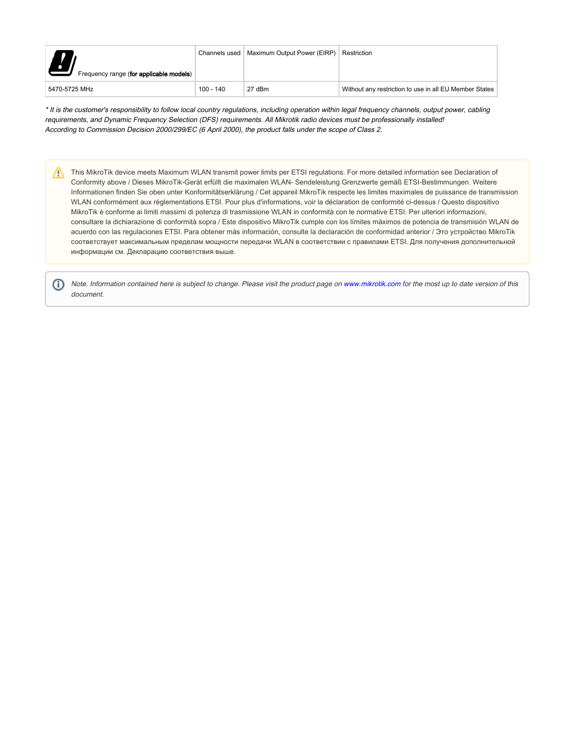| Frequency range (**for applicable models**) | Channels used | Maximum Output Power (EIRP) | Restriction |
|---|---|---|---|
| 5470-5725 MHz | 100 - 140 | 27 dBm | Without any restriction to use in all EU Member States |

*\* It is the customer's responsibility to follow local country regulations, including operation within legal frequency channels, output power, cabling requirements, and Dynamic Frequency Selection (DFS) requirements. All Mikrotik radio devices must be professionally installed!*
*According to Commission Decision 2000/299/EC (6 April 2000), the product falls under the scope of Class 2.*

This MikroTik device meets Maximum WLAN transmit power limits per ETSI regulations. For more detailed information see Declaration of Conformity above / Dieses MikroTik-Gerät erfüllt die maximalen WLAN- Sendeleistung Grenzwerte gemäß ETSI-Bestimmungen. Weitere Informationen finden Sie oben unter Konformitätserklärung / Cet appareil MikroTik respecte les limites maximales de puissance de transmission WLAN conformément aux réglementations ETSI. Pour plus d'informations, voir la déclaration de conformité ci-dessus / Questo dispositivo MikroTik è conforme ai limiti massimi di potenza di trasmissione WLAN in conformità con le normative ETSI. Per ulteriori informazioni, consultare la dichiarazione di conformità sopra / Este dispositivo MikroTik cumple con los límites máximos de potencia de transmisión WLAN de acuerdo con las regulaciones ETSI. Para obtener más información, consulte la declaración de conformidad anterior / Это устройство MikroTik соответствует максимальным пределам мощности передачи WLAN в соответствии с правилами ETSI. Для получения дополнительной информации см. Декларацию соответствия выше.

*Note. Information contained here is subject to change. Please visit the product page on www.mikrotik.com for the most up to date version of this document.*